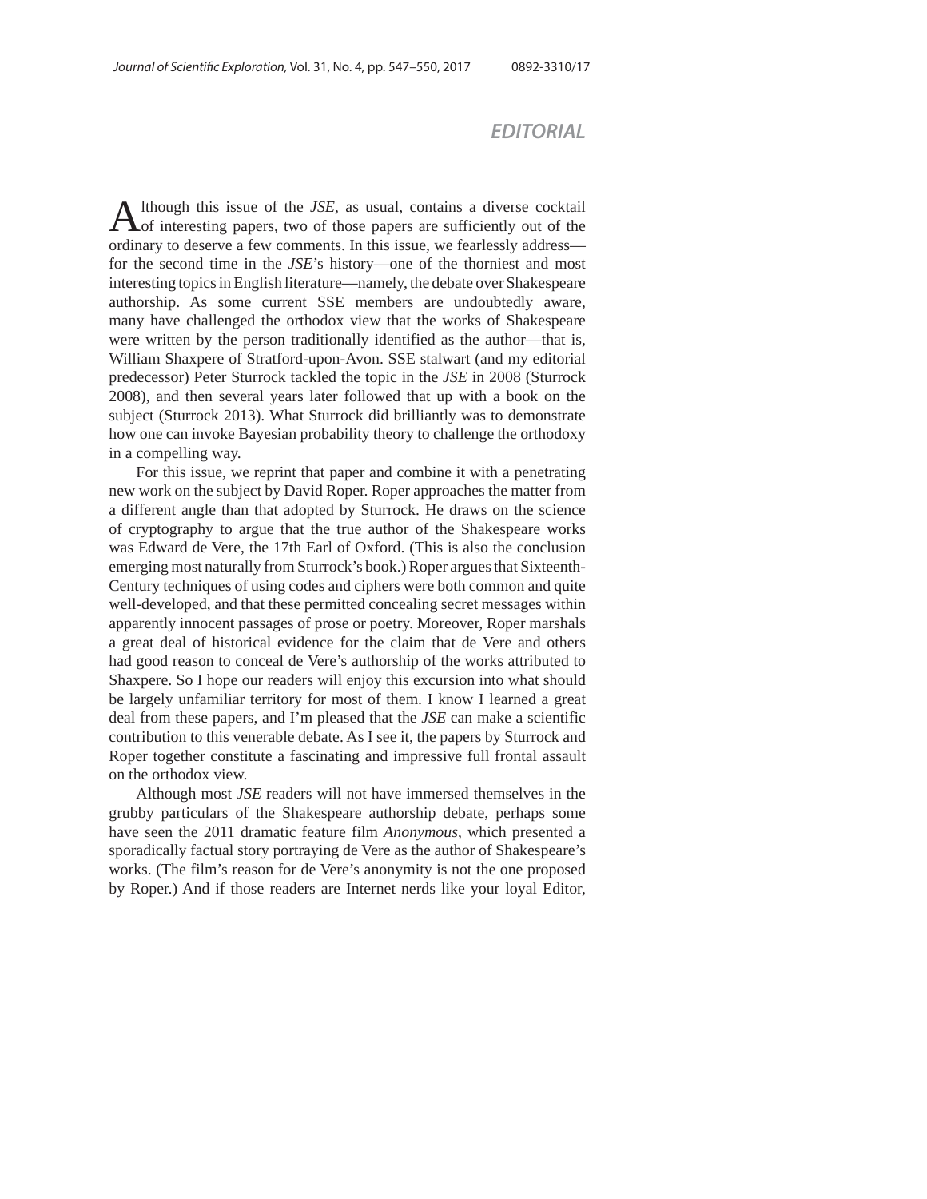# EDITORIAL

Although this issue of the *JSE*, as usual, contains a diverse cocktail of interesting papers, two of those papers are sufficiently out of the ordinary to deserve a few comments. In this issue, we fearlessly address—for the second time in the *JSE*'s history—one of the thorniest and most interesting topics in English literature—namely, the debate over Shakespeare authorship. As some current SSE members are undoubtedly aware, many have challenged the orthodox view that the works of Shakespeare were written by the person traditionally identified as the author—that is, William Shaxpere of Stratford-upon-Avon. SSE stalwart (and my editorial predecessor) Peter Sturrock tackled the topic in the *JSE* in 2008 (Sturrock 2008), and then several years later followed that up with a book on the subject (Sturrock 2013). What Sturrock did brilliantly was to demonstrate how one can invoke Bayesian probability theory to challenge the orthodoxy in a compelling way.

For this issue, we reprint that paper and combine it with a penetrating new work on the subject by David Roper. Roper approaches the matter from a different angle than that adopted by Sturrock. He draws on the science of cryptography to argue that the true author of the Shakespeare works was Edward de Vere, the 17th Earl of Oxford. (This is also the conclusion emerging most naturally from Sturrock's book.) Roper argues that Sixteenth-Century techniques of using codes and ciphers were both common and quite well-developed, and that these permitted concealing secret messages within apparently innocent passages of prose or poetry. Moreover, Roper marshals a great deal of historical evidence for the claim that de Vere and others had good reason to conceal de Vere's authorship of the works attributed to Shaxpere. So I hope our readers will enjoy this excursion into what should be largely unfamiliar territory for most of them. I know I learned a great deal from these papers, and I'm pleased that the *JSE* can make a scientific contribution to this venerable debate. As I see it, the papers by Sturrock and Roper together constitute a fascinating and impressive full frontal assault on the orthodox view.

Although most *JSE* readers will not have immersed themselves in the grubby particulars of the Shakespeare authorship debate, perhaps some have seen the 2011 dramatic feature film *Anonymous*, which presented a sporadically factual story portraying de Vere as the author of Shakespeare's works. (The film's reason for de Vere's anonymity is not the one proposed by Roper.) And if those readers are Internet nerds like your loyal Editor,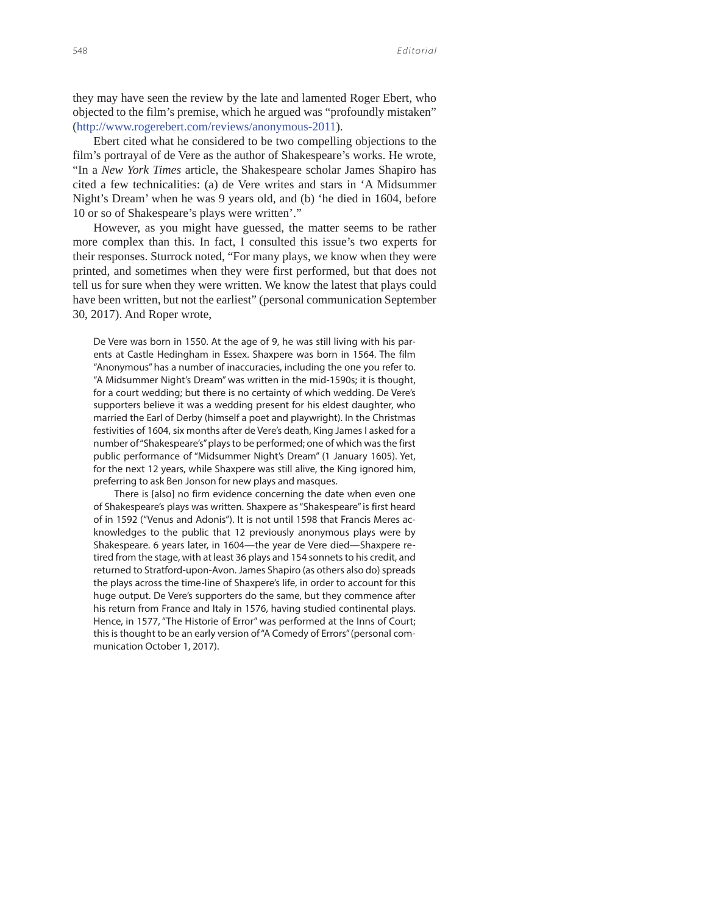they may have seen the review by the late and lamented Roger Ebert, who objected to the film's premise, which he argued was "profoundly mistaken" (http://www.rogerebert.com/reviews/anonymous-2011).

Ebert cited what he considered to be two compelling objections to the film's portrayal of de Vere as the author of Shakespeare's works. He wrote, "In a *New York Times* article, the Shakespeare scholar James Shapiro has cited a few technicalities: (a) de Vere writes and stars in 'A Midsummer Night's Dream' when he was 9 years old, and (b) 'he died in 1604, before 10 or so of Shakespeare's plays were written'."

However, as you might have guessed, the matter seems to be rather more complex than this. In fact, I consulted this issue's two experts for their responses. Sturrock noted, "For many plays, we know when they were printed, and sometimes when they were first performed, but that does not tell us for sure when they were written. We know the latest that plays could have been written, but not the earliest" (personal communication September 30, 2017). And Roper wrote,

> De Vere was born in 1550. At the age of 9, he was still living with his parents at Castle Hedingham in Essex. Shaxpere was born in 1564. The film "Anonymous" has a number of inaccuracies, including the one you refer to. "A Midsummer Night's Dream" was written in the mid-1590s; it is thought, for a court wedding; but there is no certainty of which wedding. De Vere's supporters believe it was a wedding present for his eldest daughter, who married the Earl of Derby (himself a poet and playwright). In the Christmas festivities of 1604, six months after de Vere's death, King James I asked for a number of "Shakespeare's" plays to be performed; one of which was the first public performance of "Midsummer Night's Dream" (1 January 1605). Yet, for the next 12 years, while Shaxpere was still alive, the King ignored him, preferring to ask Ben Jonson for new plays and masques.
>
> There is [also] no firm evidence concerning the date when even one of Shakespeare's plays was written. Shaxpere as "Shakespeare" is first heard of in 1592 ("Venus and Adonis"). It is not until 1598 that Francis Meres acknowledges to the public that 12 previously anonymous plays were by Shakespeare. 6 years later, in 1604—the year de Vere died—Shaxpere retired from the stage, with at least 36 plays and 154 sonnets to his credit, and returned to Stratford-upon-Avon. James Shapiro (as others also do) spreads the plays across the time-line of Shaxpere's life, in order to account for this huge output. De Vere's supporters do the same, but they commence after his return from France and Italy in 1576, having studied continental plays. Hence, in 1577, "The Historie of Error" was performed at the Inns of Court; this is thought to be an early version of "A Comedy of Errors" (personal communication October 1, 2017).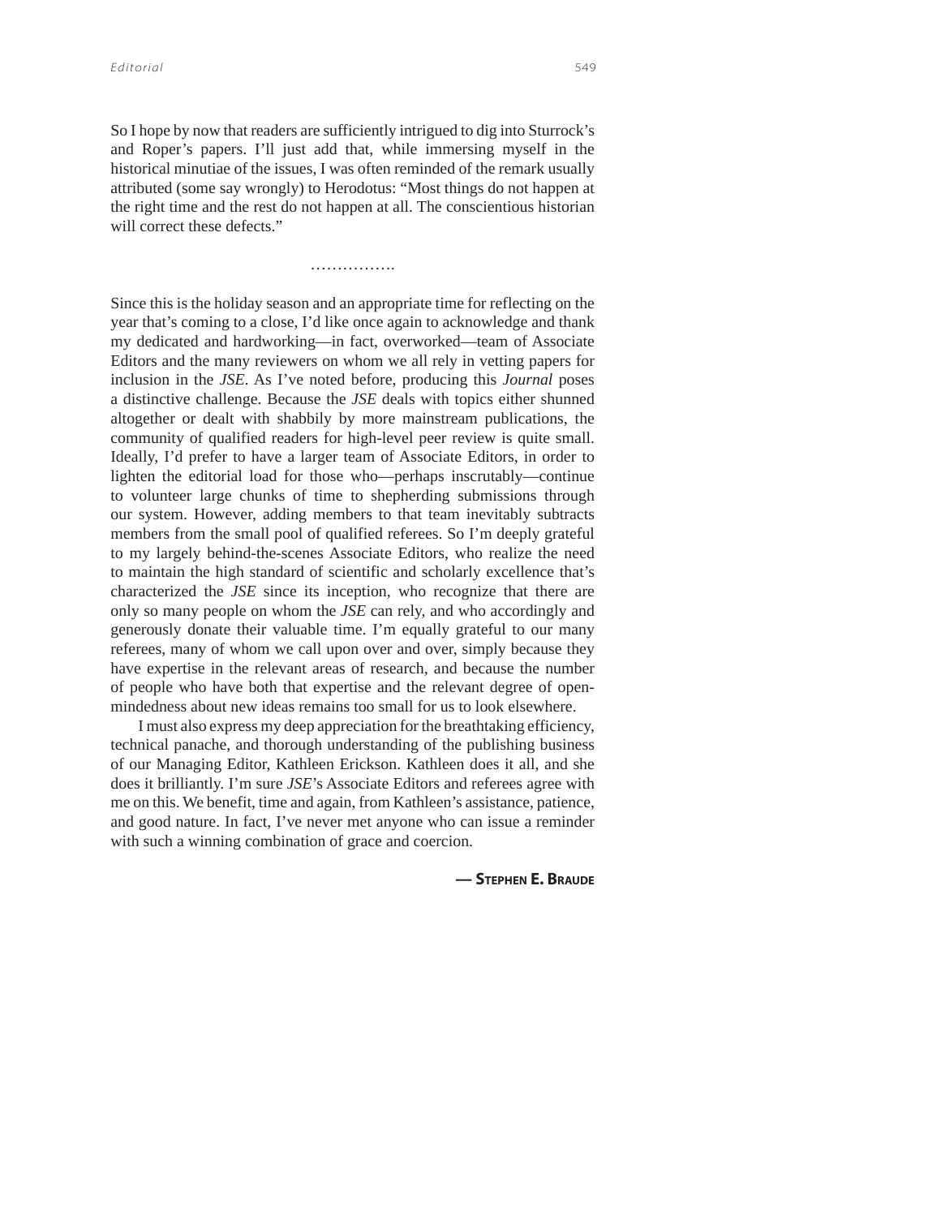So I hope by now that readers are sufficiently intrigued to dig into Sturrock's and Roper's papers. I'll just add that, while immersing myself in the historical minutiae of the issues, I was often reminded of the remark usually attributed (some say wrongly) to Herodotus: "Most things do not happen at the right time and the rest do not happen at all. The conscientious historian will correct these defects."

…………….

Since this is the holiday season and an appropriate time for reflecting on the year that's coming to a close, I'd like once again to acknowledge and thank my dedicated and hardworking—in fact, overworked—team of Associate Editors and the many reviewers on whom we all rely in vetting papers for inclusion in the *JSE*. As I've noted before, producing this *Journal* poses a distinctive challenge. Because the *JSE* deals with topics either shunned altogether or dealt with shabbily by more mainstream publications, the community of qualified readers for high-level peer review is quite small. Ideally, I'd prefer to have a larger team of Associate Editors, in order to lighten the editorial load for those who—perhaps inscrutably—continue to volunteer large chunks of time to shepherding submissions through our system. However, adding members to that team inevitably subtracts members from the small pool of qualified referees. So I'm deeply grateful to my largely behind-the-scenes Associate Editors, who realize the need to maintain the high standard of scientific and scholarly excellence that's characterized the *JSE* since its inception, who recognize that there are only so many people on whom the *JSE* can rely, and who accordingly and generously donate their valuable time. I'm equally grateful to our many referees, many of whom we call upon over and over, simply because they have expertise in the relevant areas of research, and because the number of people who have both that expertise and the relevant degree of open-mindedness about new ideas remains too small for us to look elsewhere.

I must also express my deep appreciation for the breathtaking efficiency, technical panache, and thorough understanding of the publishing business of our Managing Editor, Kathleen Erickson. Kathleen does it all, and she does it brilliantly. I'm sure *JSE*'s Associate Editors and referees agree with me on this. We benefit, time and again, from Kathleen's assistance, patience, and good nature. In fact, I've never met anyone who can issue a reminder with such a winning combination of grace and coercion.

**— Stephen E. Braude**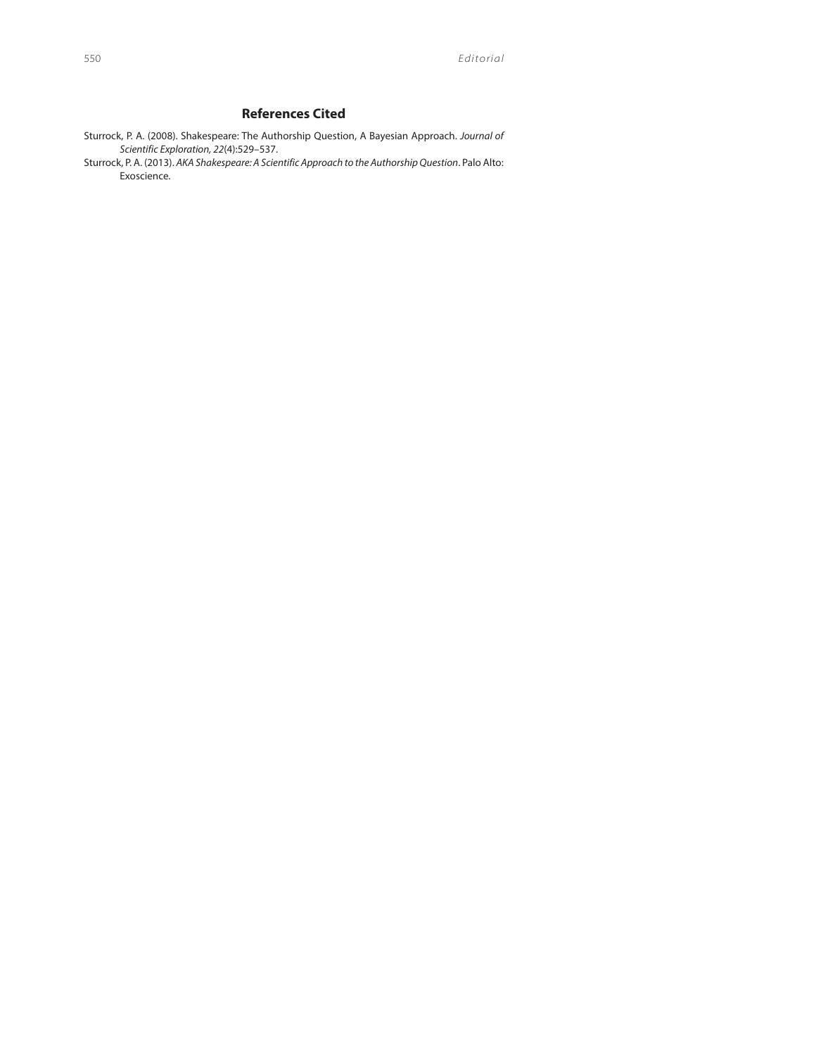## References Cited

Sturrock, P. A. (2008). Shakespeare: The Authorship Question, A Bayesian Approach. *Journal of Scientific Exploration, 22*(4):529–537.

Sturrock, P. A. (2013). *AKA Shakespeare: A Scientific Approach to the Authorship Question*. Palo Alto: Exoscience.